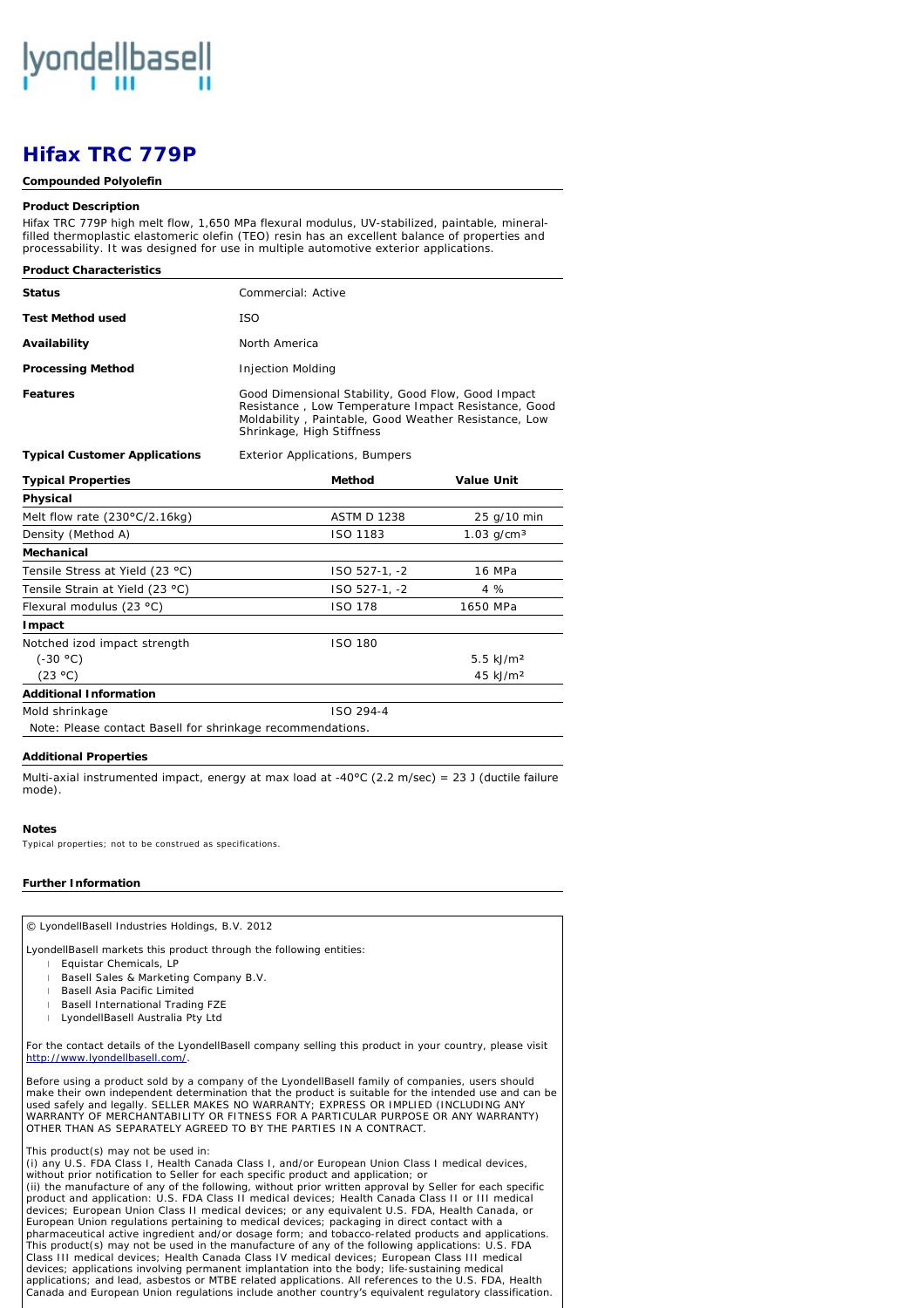lyondellbasell

# Hifax TRC 779P

**Compounded Polyolefin**

**Product Description**

Hifax TRC 779P high melt flow, 1,650 MPa flexural modulus, UV-stabilized, paintable, mineral-filled thermoplastic elastomeric olefin (TEO) resin has an excellent balance of properties and processability. It was designed for use in multiple automotive exterior applications.

**Product Characteristics**

| | |
|---|---|
| **Status** | Commercial: Active |
| **Test Method used** | ISO |
| **Availability** | North America |
| **Processing Method** | Injection Molding |
| **Features** | Good Dimensional Stability, Good Flow, Good Impact Resistance , Low Temperature Impact Resistance, Good Moldability , Paintable, Good Weather Resistance, Low Shrinkage, High Stiffness |
| **Typical Customer Applications** | Exterior Applications, Bumpers |

| **Typical Properties** | **Method** | **Value Unit** |
|---|---|---|
| **Physical** | | |
| Melt flow rate (230°C/2.16kg) | ASTM D 1238 | 25 g/10 min |
| Density (Method A) | ISO 1183 | 1.03 g/cm³ |
| **Mechanical** | | |
| Tensile Stress at Yield (23 °C) | ISO 527-1, -2 | 16 MPa |
| Tensile Strain at Yield (23 °C) | ISO 527-1, -2 | 4 % |
| Flexural modulus (23 °C) | ISO 178 | 1650 MPa |
| **Impact** | | |
| Notched izod impact strength | ISO 180 | |
| (-30 °C) | | 5.5 kJ/m² |
| (23 °C) | | 45 kJ/m² |
| **Additional Information** | | |
| Mold shrinkage | ISO 294-4 | |
| Note: Please contact Basell for shrinkage recommendations. | | |

**Additional Properties**

Multi-axial instrumented impact, energy at max load at -40°C (2.2 m/sec) = 23 J (ductile failure mode).

**Notes**

Typical properties; not to be construed as specifications.

**Further Information**

© LyondellBasell Industries Holdings, B.V. 2012

LyondellBasell markets this product through the following entities:

- Equistar Chemicals, LP
- Basell Sales & Marketing Company B.V.
- Basell Asia Pacific Limited
- Basell International Trading FZE
- LyondellBasell Australia Pty Ltd

For the contact details of the LyondellBasell company selling this product in your country, please visit http://www.lyondellbasell.com/.

Before using a product sold by a company of the LyondellBasell family of companies, users should make their own independent determination that the product is suitable for the intended use and can be used safely and legally. SELLER MAKES NO WARRANTY; EXPRESS OR IMPLIED (INCLUDING ANY WARRANTY OF MERCHANTABILITY OR FITNESS FOR A PARTICULAR PURPOSE OR ANY WARRANTY) OTHER THAN AS SEPARATELY AGREED TO BY THE PARTIES IN A CONTRACT.

This product(s) may not be used in:
(i) any U.S. FDA Class I, Health Canada Class I, and/or European Union Class I medical devices, without prior notification to Seller for each specific product and application; or
(ii) the manufacture of any of the following, without prior written approval by Seller for each specific product and application: U.S. FDA Class II medical devices; Health Canada Class II or III medical devices; European Union Class II medical devices; or any equivalent U.S. FDA, Health Canada, or European Union regulations pertaining to medical devices; packaging in direct contact with a pharmaceutical active ingredient and/or dosage form; and tobacco-related products and applications.
This product(s) may not be used in the manufacture of any of the following applications: U.S. FDA Class III medical devices; Health Canada Class IV medical devices; European Class III medical devices; applications involving permanent implantation into the body; life-sustaining medical applications; and lead, asbestos or MTBE related applications. All references to the U.S. FDA, Health Canada and European Union regulations include another country's equivalent regulatory classification.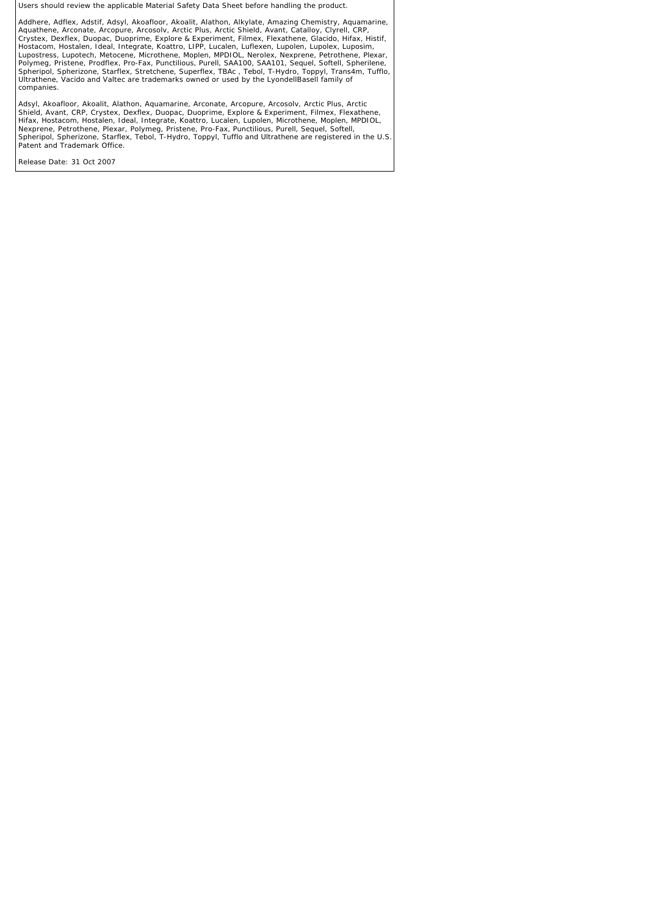Users should review the applicable Material Safety Data Sheet before handling the product.

Addhere, Adflex, Adstif, Adsyl, Akoafloor, Akoalit, Alathon, Alkylate, Amazing Chemistry, Aquamarine, Aquathene, Arconate, Arcopure, Arcosolv, Arctic Plus, Arctic Shield, Avant, Catalloy, Clyrell, CRP, Crystex, Dexflex, Duopac, Duoprime, Explore & Experiment, Filmex, Flexathene, Glacido, Hifax, Histif, Hostacom, Hostalen, Ideal, Integrate, Koattro, LIPP, Lucalen, Luflexen, Lupolen, Lupolex, Luposim, Lupostress, Lupotech, Metocene, Microthene, Moplen, MPDIOL, Nerolex, Nexprene, Petrothene, Plexar, Polymeg, Pristene, Prodflex, Pro-Fax, Punctilious, Purell, SAA100, SAA101, Sequel, Softell, Spherilene, Spheripol, Spherizone, Starflex, Stretchene, Superflex, TBAc , Tebol, T-Hydro, Toppyl, Trans4m, Tufflo, Ultrathene, Vacido and Valtec are trademarks owned or used by the LyondellBasell family of companies.

Adsyl, Akoafloor, Akoalit, Alathon, Aquamarine, Arconate, Arcopure, Arcosolv, Arctic Plus, Arctic Shield, Avant, CRP, Crystex, Dexflex, Duopac, Duoprime, Explore & Experiment, Filmex, Flexathene, Hifax, Hostacom, Hostalen, Ideal, Integrate, Koattro, Lucalen, Lupolen, Microthene, Moplen, MPDIOL, Nexprene, Petrothene, Plexar, Polymeg, Pristene, Pro-Fax, Punctilious, Purell, Sequel, Softell, Spheripol, Spherizone, Starflex, Tebol, T-Hydro, Toppyl, Tufflo and Ultrathene are registered in the U.S. Patent and Trademark Office.

Release Date: 31 Oct 2007